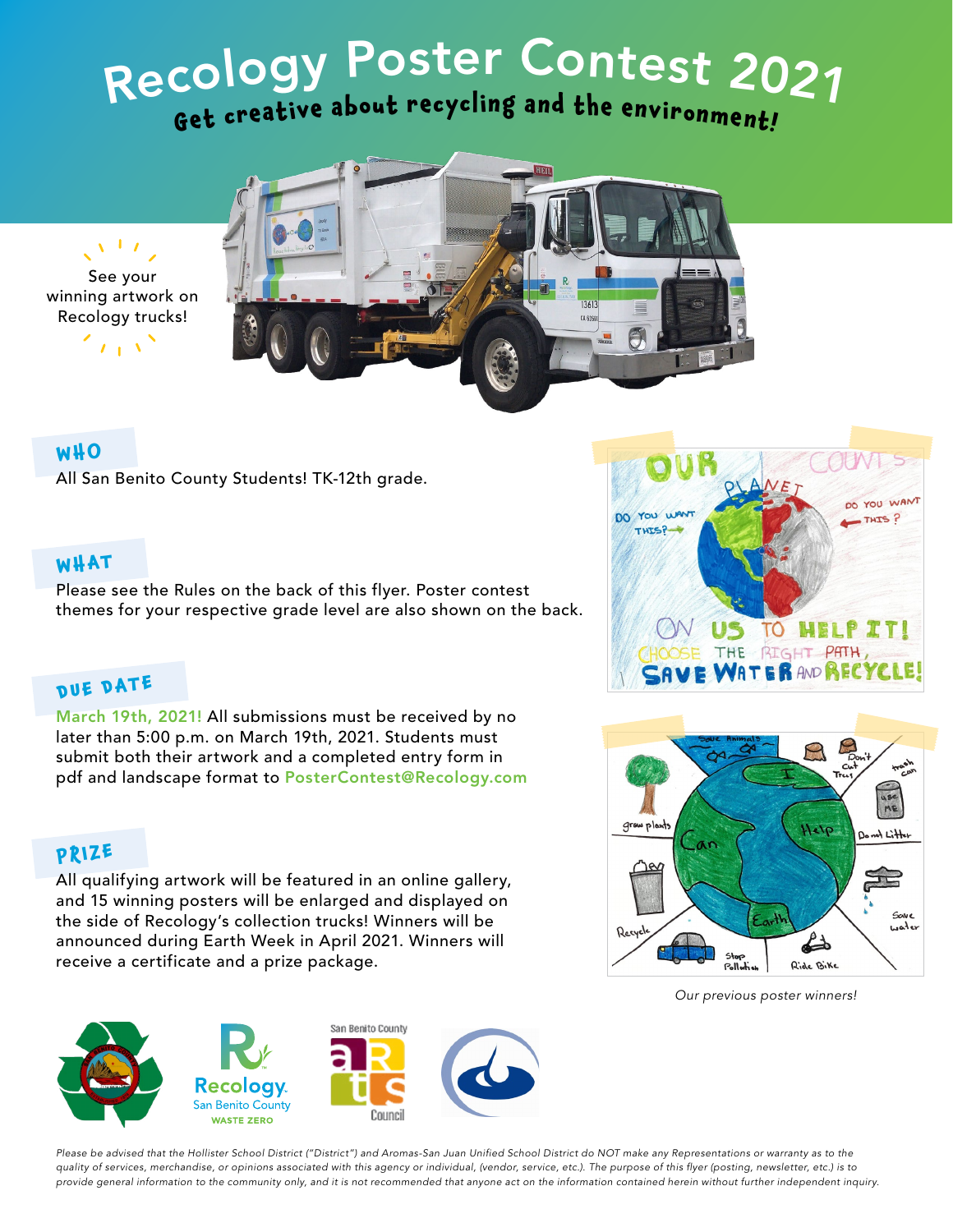# Recology Poster Contest 2021

## Get creative about recycling and the environment!

See your winning artwork on Recology trucks!

## WHO

All San Benito County Students! TK-12th grade.

## WHAT

Please see the Rules on the back of this flyer. Poster contest themes for your respective grade level are also shown on the back.

## DUE DATE

March 19th, 2021! All submissions must be received by no later than 5:00 p.m. on March 19th, 2021. Students must submit both their artwork and a completed entry form in pdf and landscape format to PosterContest@Recology.com

## PRIZE

All qualifying artwork will be featured in an online gallery, and 15 winning posters will be enlarged and displayed on the side of Recology's collection trucks! Winners will be announced during Earth Week in April 2021. Winners will receive a certificate and a prize package.

*Our previous poster winners!*

Recology. San Benito County WASTE ZERO

San Benito County Arts Council

*Please be advised that the Hollister School District ("District") and Aromas-San Juan Unified School District do NOT make any Representations or warranty as to the quality of services, merchandise, or opinions associated with this agency or individual, (vendor, service, etc.). The purpose of this flyer (posting, newsletter, etc.) is to provide general information to the community only, and it is not recommended that anyone act on the information contained herein without further independent inquiry.*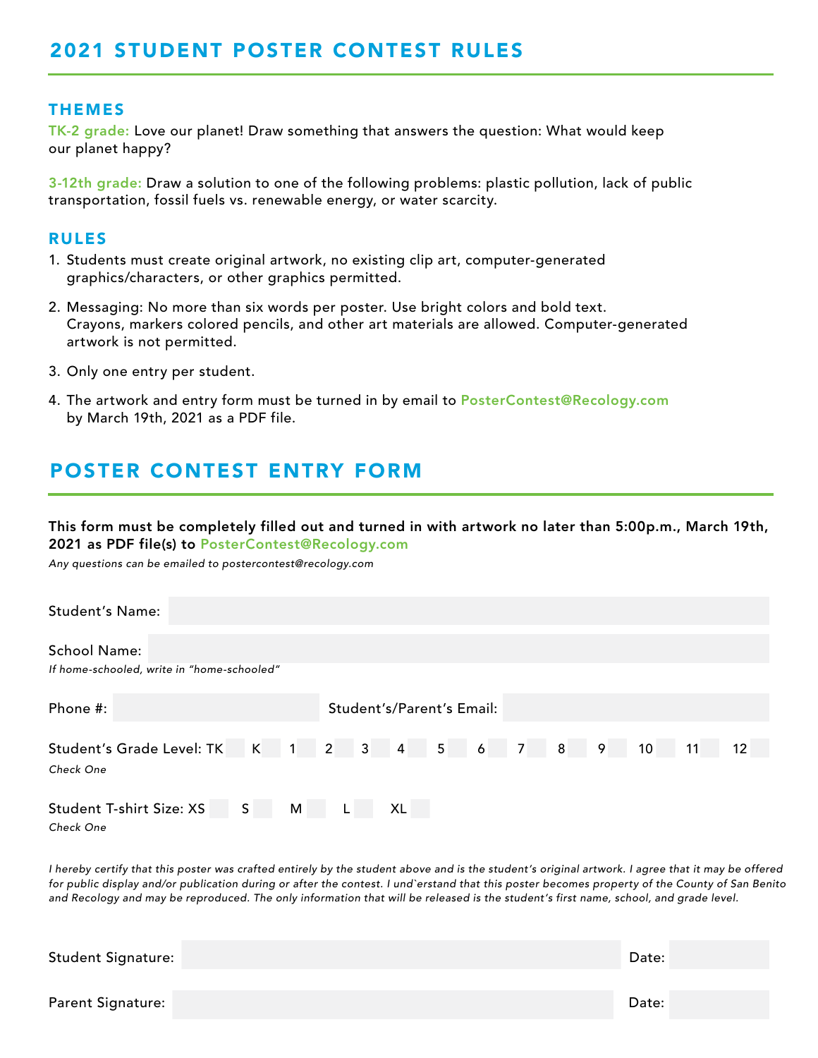# 2021 STUDENT POSTER CONTEST RULES

## THEMES

**TK-2 grade:** Love our planet! Draw something that answers the question: What would keep our planet happy?

**3-12th grade:** Draw a solution to one of the following problems: plastic pollution, lack of public transportation, fossil fuels vs. renewable energy, or water scarcity.

## RULES

1. Students must create original artwork, no existing clip art, computer-generated graphics/characters, or other graphics permitted.
2. Messaging: No more than six words per poster. Use bright colors and bold text. Crayons, markers colored pencils, and other art materials are allowed. Computer-generated artwork is not permitted.
3. Only one entry per student.
4. The artwork and entry form must be turned in by email to PosterContest@Recology.com by March 19th, 2021 as a PDF file.

# POSTER CONTEST ENTRY FORM

**This form must be completely filled out and turned in with artwork no later than 5:00p.m., March 19th, 2021 as PDF file(s) to PosterContest@Recology.com**

*Any questions can be emailed to postercontest@recology.com*

Student's Name: ______________________

School Name: ______________________
*If home-schooled, write in "home-schooled"*

Phone #: ____________ Student's/Parent's Email: ____________

Student's Grade Level: TK ☐ K ☐ 1 ☐ 2 ☐ 3 ☐ 4 ☐ 5 ☐ 6 ☐ 7 ☐ 8 ☐ 9 ☐ 10 ☐ 11 ☐ 12 ☐
*Check One*

Student T-shirt Size: XS ☐ S ☐ M ☐ L ☐ XL ☐
*Check One*

*I hereby certify that this poster was crafted entirely by the student above and is the student's original artwork. I agree that it may be offered for public display and/or publication during or after the contest. I und`erstand that this poster becomes property of the County of San Benito and Recology and may be reproduced. The only information that will be released is the student's first name, school, and grade level.*

Student Signature: ______________________ Date: ________

Parent Signature: ______________________ Date: ________